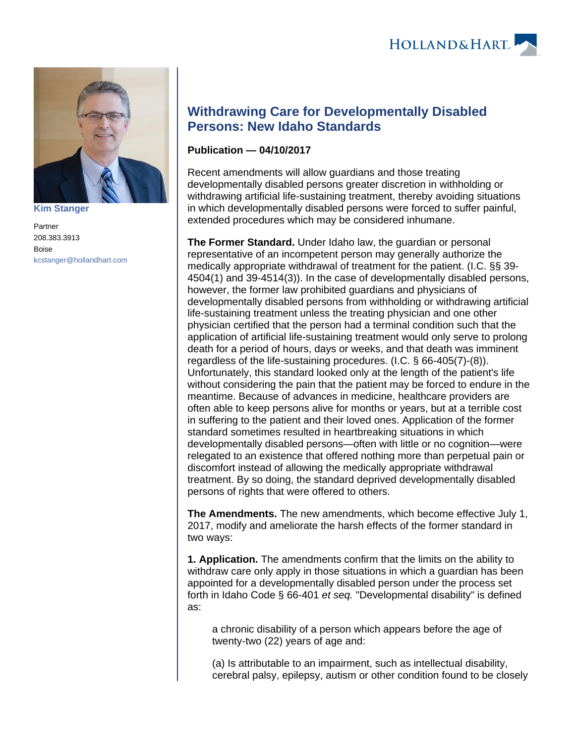Kim Stanger

Partner
208.383.3913
Boise
kcstanger@hollandhart.com

# Withdrawing Care for Developmentally Disabled Persons: New Idaho Standards

**Publication — 04/10/2017**

Recent amendments will allow guardians and those treating developmentally disabled persons greater discretion in withholding or withdrawing artificial life-sustaining treatment, thereby avoiding situations in which developmentally disabled persons were forced to suffer painful, extended procedures which may be considered inhumane.

**The Former Standard.** Under Idaho law, the guardian or personal representative of an incompetent person may generally authorize the medically appropriate withdrawal of treatment for the patient. (I.C. §§ 39-4504(1) and 39-4514(3)). In the case of developmentally disabled persons, however, the former law prohibited guardians and physicians of developmentally disabled persons from withholding or withdrawing artificial life-sustaining treatment unless the treating physician and one other physician certified that the person had a terminal condition such that the application of artificial life-sustaining treatment would only serve to prolong death for a period of hours, days or weeks, and that death was imminent regardless of the life-sustaining procedures. (I.C. § 66-405(7)-(8)). Unfortunately, this standard looked only at the length of the patient's life without considering the pain that the patient may be forced to endure in the meantime. Because of advances in medicine, healthcare providers are often able to keep persons alive for months or years, but at a terrible cost in suffering to the patient and their loved ones. Application of the former standard sometimes resulted in heartbreaking situations in which developmentally disabled persons—often with little or no cognition—were relegated to an existence that offered nothing more than perpetual pain or discomfort instead of allowing the medically appropriate withdrawal treatment. By so doing, the standard deprived developmentally disabled persons of rights that were offered to others.

**The Amendments.** The new amendments, which become effective July 1, 2017, modify and ameliorate the harsh effects of the former standard in two ways:

**1. Application.** The amendments confirm that the limits on the ability to withdraw care only apply in those situations in which a guardian has been appointed for a developmentally disabled person under the process set forth in Idaho Code § 66-401 *et seq.* "Developmental disability" is defined as:

> a chronic disability of a person which appears before the age of twenty-two (22) years of age and:
>
> (a) Is attributable to an impairment, such as intellectual disability, cerebral palsy, epilepsy, autism or other condition found to be closely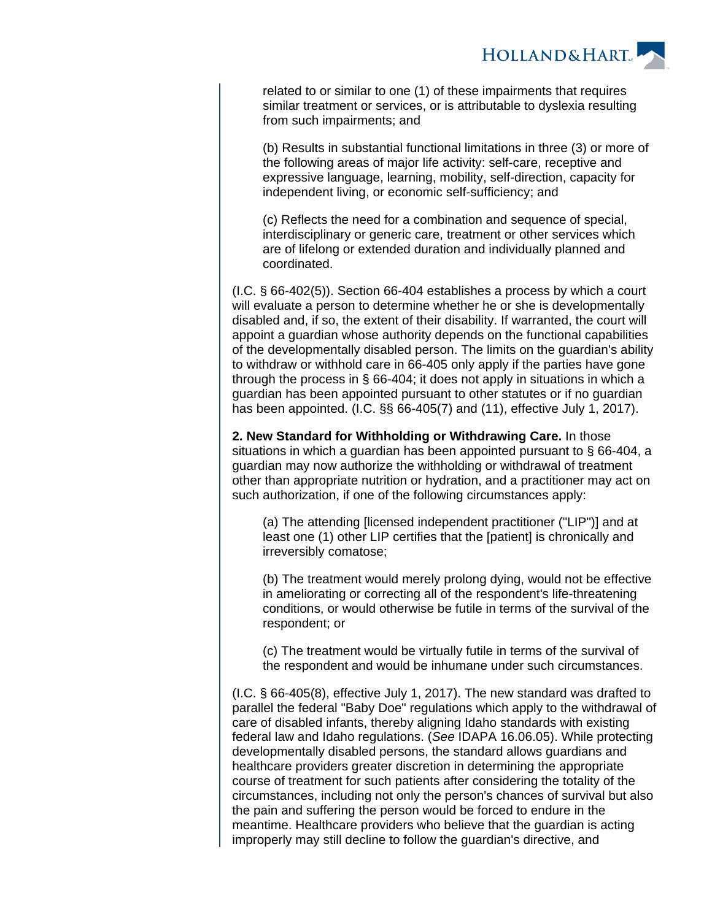> related to or similar to one (1) of these impairments that requires similar treatment or services, or is attributable to dyslexia resulting from such impairments; and
>
> (b) Results in substantial functional limitations in three (3) or more of the following areas of major life activity: self-care, receptive and expressive language, learning, mobility, self-direction, capacity for independent living, or economic self-sufficiency; and
>
> (c) Reflects the need for a combination and sequence of special, interdisciplinary or generic care, treatment or other services which are of lifelong or extended duration and individually planned and coordinated.

(I.C. § 66-402(5)). Section 66-404 establishes a process by which a court will evaluate a person to determine whether he or she is developmentally disabled and, if so, the extent of their disability. If warranted, the court will appoint a guardian whose authority depends on the functional capabilities of the developmentally disabled person. The limits on the guardian's ability to withdraw or withhold care in 66-405 only apply if the parties have gone through the process in § 66-404; it does not apply in situations in which a guardian has been appointed pursuant to other statutes or if no guardian has been appointed. (I.C. §§ 66-405(7) and (11), effective July 1, 2017).

**2. New Standard for Withholding or Withdrawing Care.** In those situations in which a guardian has been appointed pursuant to § 66-404, a guardian may now authorize the withholding or withdrawal of treatment other than appropriate nutrition or hydration, and a practitioner may act on such authorization, if one of the following circumstances apply:

> (a) The attending [licensed independent practitioner ("LIP")] and at least one (1) other LIP certifies that the [patient] is chronically and irreversibly comatose;
>
> (b) The treatment would merely prolong dying, would not be effective in ameliorating or correcting all of the respondent's life-threatening conditions, or would otherwise be futile in terms of the survival of the respondent; or
>
> (c) The treatment would be virtually futile in terms of the survival of the respondent and would be inhumane under such circumstances.

(I.C. § 66-405(8), effective July 1, 2017). The new standard was drafted to parallel the federal "Baby Doe" regulations which apply to the withdrawal of care of disabled infants, thereby aligning Idaho standards with existing federal law and Idaho regulations. (*See* IDAPA 16.06.05). While protecting developmentally disabled persons, the standard allows guardians and healthcare providers greater discretion in determining the appropriate course of treatment for such patients after considering the totality of the circumstances, including not only the person's chances of survival but also the pain and suffering the person would be forced to endure in the meantime. Healthcare providers who believe that the guardian is acting improperly may still decline to follow the guardian's directive, and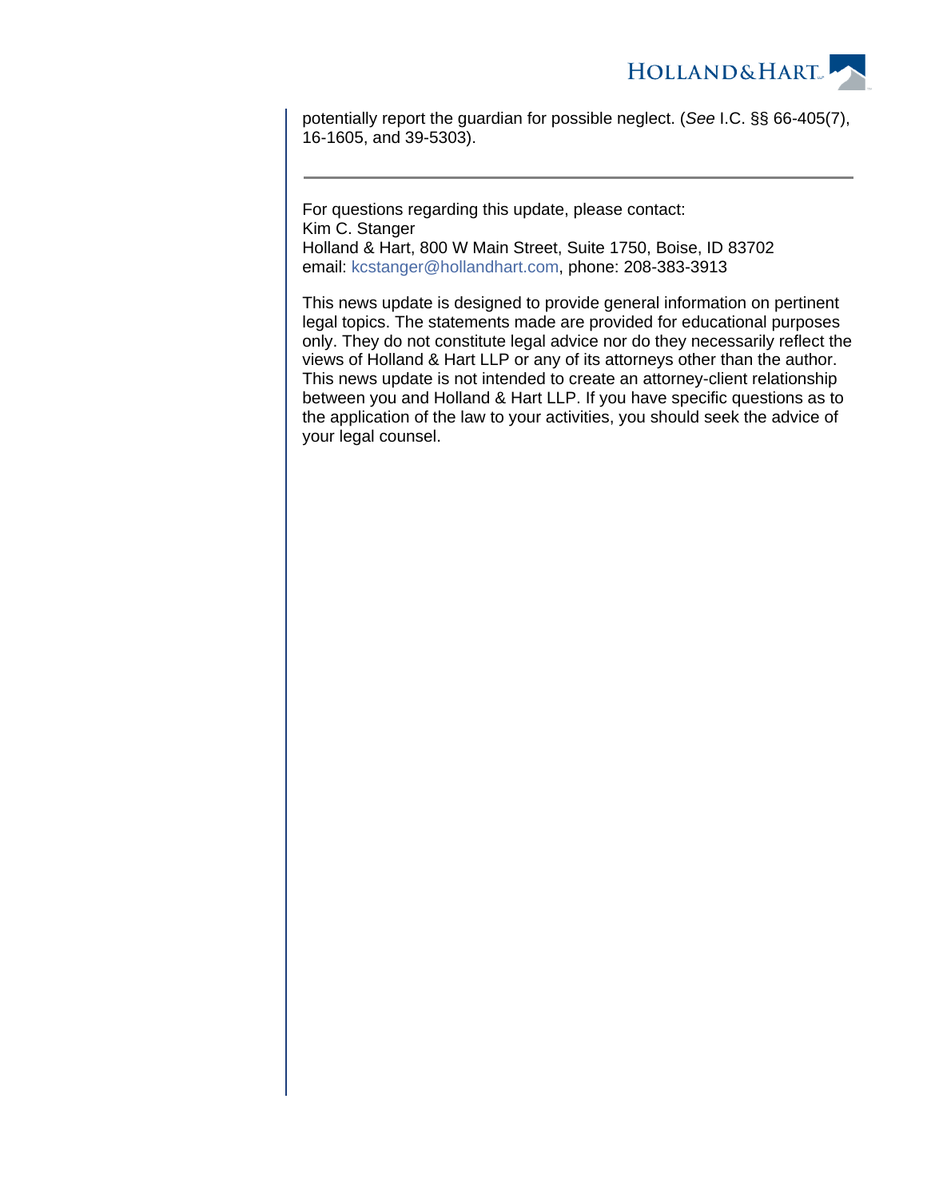potentially report the guardian for possible neglect. (*See* I.C. §§ 66-405(7), 16-1605, and 39-5303).

---

For questions regarding this update, please contact:
Kim C. Stanger
Holland & Hart, 800 W Main Street, Suite 1750, Boise, ID 83702
email: kcstanger@hollandhart.com, phone: 208-383-3913

This news update is designed to provide general information on pertinent legal topics. The statements made are provided for educational purposes only. They do not constitute legal advice nor do they necessarily reflect the views of Holland & Hart LLP or any of its attorneys other than the author. This news update is not intended to create an attorney-client relationship between you and Holland & Hart LLP. If you have specific questions as to the application of the law to your activities, you should seek the advice of your legal counsel.